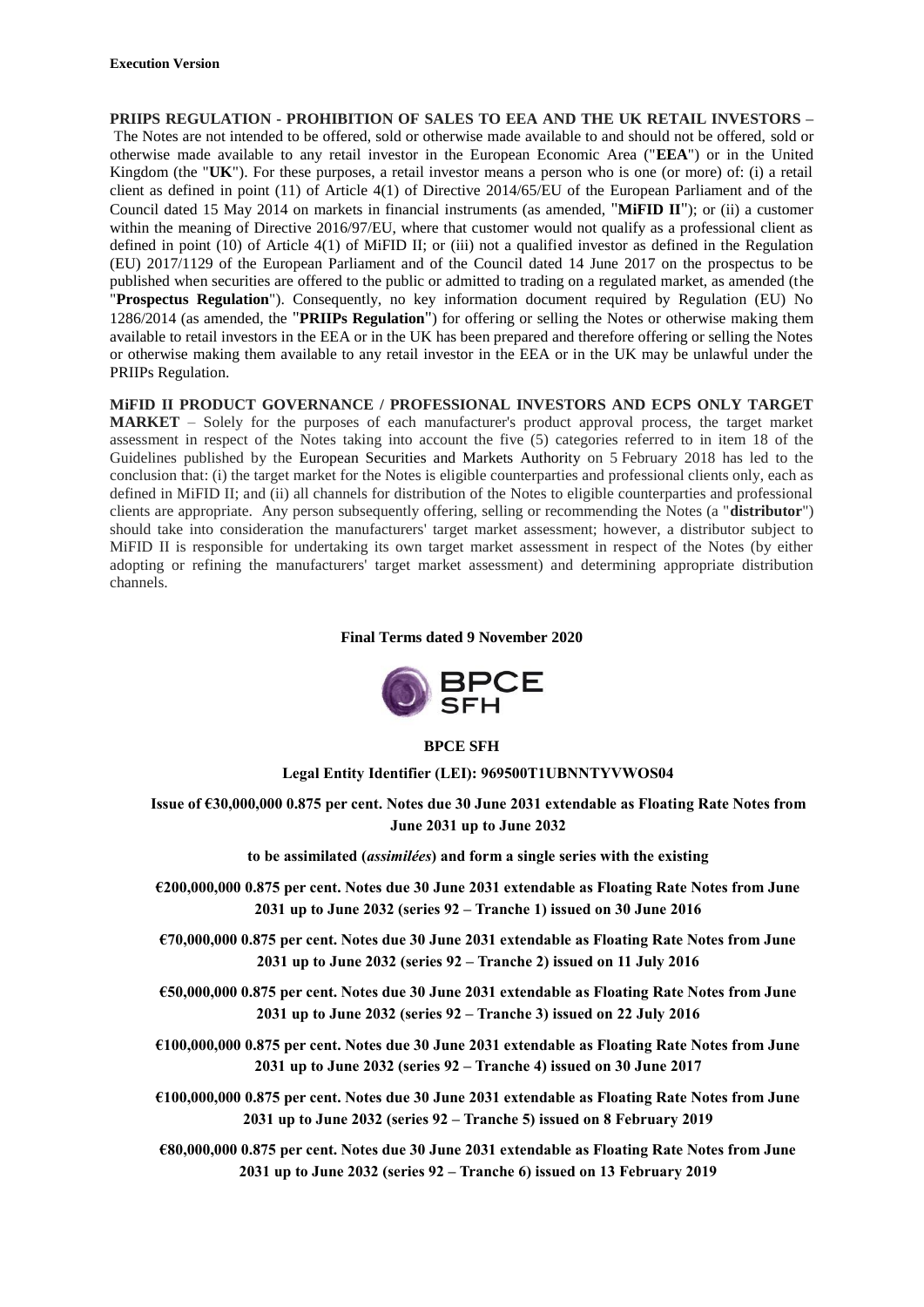**Execution Version**

**PRIIPS REGULATION - PROHIBITION OF SALES TO EEA AND THE UK RETAIL INVESTORS** – The Notes are not intended to be offered, sold or otherwise made available to and should not be offered, sold or otherwise made available to any retail investor in the European Economic Area ("**EEA**") or in the United Kingdom (the "**UK**"). For these purposes, a retail investor means a person who is one (or more) of: (i) a retail client as defined in point (11) of Article 4(1) of Directive 2014/65/EU of the European Parliament and of the Council dated 15 May 2014 on markets in financial instruments (as amended, "**MiFID II**"); or (ii) a customer within the meaning of Directive 2016/97/EU, where that customer would not qualify as a professional client as defined in point (10) of Article 4(1) of MiFID II; or (iii) not a qualified investor as defined in the Regulation (EU) 2017/1129 of the European Parliament and of the Council dated 14 June 2017 on the prospectus to be published when securities are offered to the public or admitted to trading on a regulated market, as amended (the "**Prospectus Regulation**"). Consequently, no key information document required by Regulation (EU) No 1286/2014 (as amended, the "**PRIIPs Regulation**") for offering or selling the Notes or otherwise making them available to retail investors in the EEA or in the UK has been prepared and therefore offering or selling the Notes or otherwise making them available to any retail investor in the EEA or in the UK may be unlawful under the PRIIPs Regulation.

**MiFID II PRODUCT GOVERNANCE / PROFESSIONAL INVESTORS AND ECPS ONLY TARGET MARKET** – Solely for the purposes of each manufacturer's product approval process, the target market assessment in respect of the Notes taking into account the five (5) categories referred to in item 18 of the Guidelines published by the European Securities and Markets Authority on 5 February 2018 has led to the conclusion that: (i) the target market for the Notes is eligible counterparties and professional clients only, each as defined in MiFID II; and (ii) all channels for distribution of the Notes to eligible counterparties and professional clients are appropriate. Any person subsequently offering, selling or recommending the Notes (a "**distributor**") should take into consideration the manufacturers' target market assessment; however, a distributor subject to MiFID II is responsible for undertaking its own target market assessment in respect of the Notes (by either adopting or refining the manufacturers' target market assessment) and determining appropriate distribution channels.

**Final Terms dated 9 November 2020**

BPCE SFH

**BPCE SFH**

**Legal Entity Identifier (LEI): 969500T1UBNNTYVWOS04**

**Issue of €30,000,000 0.875 per cent. Notes due 30 June 2031 extendable as Floating Rate Notes from June 2031 up to June 2032**

**to be assimilated (*assimilées*) and form a single series with the existing**

**€200,000,000 0.875 per cent. Notes due 30 June 2031 extendable as Floating Rate Notes from June 2031 up to June 2032 (series 92 – Tranche 1) issued on 30 June 2016**

**€70,000,000 0.875 per cent. Notes due 30 June 2031 extendable as Floating Rate Notes from June 2031 up to June 2032 (series 92 – Tranche 2) issued on 11 July 2016**

**€50,000,000 0.875 per cent. Notes due 30 June 2031 extendable as Floating Rate Notes from June 2031 up to June 2032 (series 92 – Tranche 3) issued on 22 July 2016**

**€100,000,000 0.875 per cent. Notes due 30 June 2031 extendable as Floating Rate Notes from June 2031 up to June 2032 (series 92 – Tranche 4) issued on 30 June 2017**

**€100,000,000 0.875 per cent. Notes due 30 June 2031 extendable as Floating Rate Notes from June 2031 up to June 2032 (series 92 – Tranche 5) issued on 8 February 2019**

**€80,000,000 0.875 per cent. Notes due 30 June 2031 extendable as Floating Rate Notes from June 2031 up to June 2032 (series 92 – Tranche 6) issued on 13 February 2019**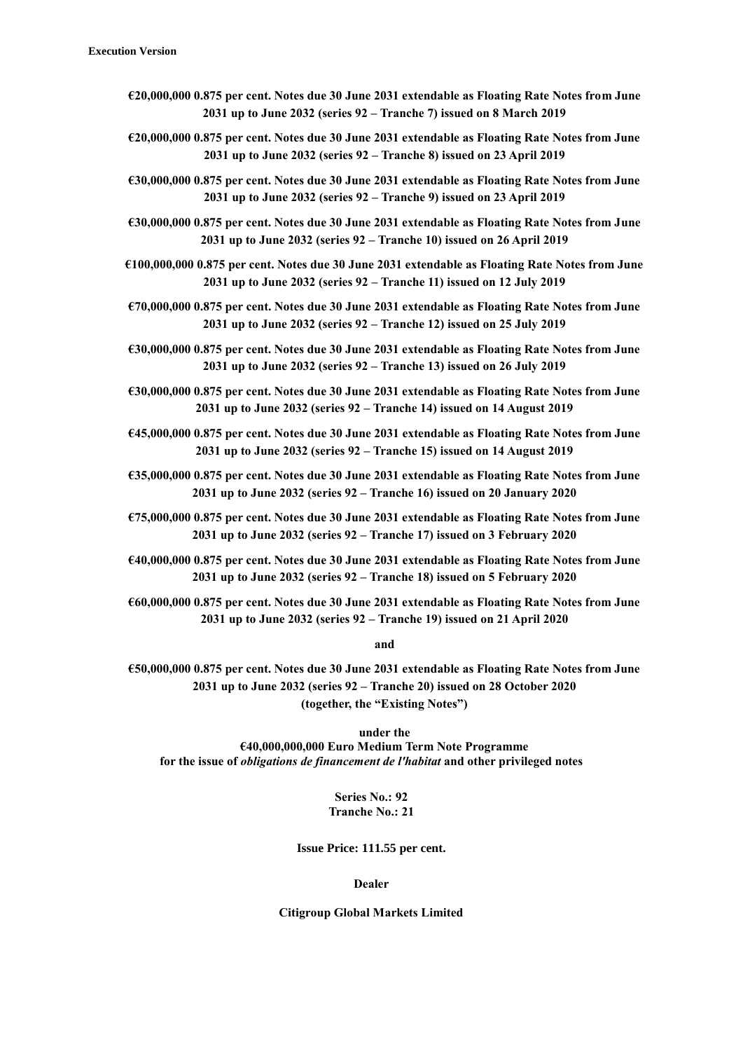**Execution Version**

**€20,000,000 0.875 per cent. Notes due 30 June 2031 extendable as Floating Rate Notes from June 2031 up to June 2032 (series 92 – Tranche 7) issued on 8 March 2019**

**€20,000,000 0.875 per cent. Notes due 30 June 2031 extendable as Floating Rate Notes from June 2031 up to June 2032 (series 92 – Tranche 8) issued on 23 April 2019**

**€30,000,000 0.875 per cent. Notes due 30 June 2031 extendable as Floating Rate Notes from June 2031 up to June 2032 (series 92 – Tranche 9) issued on 23 April 2019**

**€30,000,000 0.875 per cent. Notes due 30 June 2031 extendable as Floating Rate Notes from June 2031 up to June 2032 (series 92 – Tranche 10) issued on 26 April 2019**

**€100,000,000 0.875 per cent. Notes due 30 June 2031 extendable as Floating Rate Notes from June 2031 up to June 2032 (series 92 – Tranche 11) issued on 12 July 2019**

**€70,000,000 0.875 per cent. Notes due 30 June 2031 extendable as Floating Rate Notes from June 2031 up to June 2032 (series 92 – Tranche 12) issued on 25 July 2019**

**€30,000,000 0.875 per cent. Notes due 30 June 2031 extendable as Floating Rate Notes from June 2031 up to June 2032 (series 92 – Tranche 13) issued on 26 July 2019**

**€30,000,000 0.875 per cent. Notes due 30 June 2031 extendable as Floating Rate Notes from June 2031 up to June 2032 (series 92 – Tranche 14) issued on 14 August 2019**

**€45,000,000 0.875 per cent. Notes due 30 June 2031 extendable as Floating Rate Notes from June 2031 up to June 2032 (series 92 – Tranche 15) issued on 14 August 2019**

**€35,000,000 0.875 per cent. Notes due 30 June 2031 extendable as Floating Rate Notes from June 2031 up to June 2032 (series 92 – Tranche 16) issued on 20 January 2020**

**€75,000,000 0.875 per cent. Notes due 30 June 2031 extendable as Floating Rate Notes from June 2031 up to June 2032 (series 92 – Tranche 17) issued on 3 February 2020**

**€40,000,000 0.875 per cent. Notes due 30 June 2031 extendable as Floating Rate Notes from June 2031 up to June 2032 (series 92 – Tranche 18) issued on 5 February 2020**

**€60,000,000 0.875 per cent. Notes due 30 June 2031 extendable as Floating Rate Notes from June 2031 up to June 2032 (series 92 – Tranche 19) issued on 21 April 2020**

**and**

**€50,000,000 0.875 per cent. Notes due 30 June 2031 extendable as Floating Rate Notes from June 2031 up to June 2032 (series 92 – Tranche 20) issued on 28 October 2020 (together, the "Existing Notes")**

**under the**
**€40,000,000,000 Euro Medium Term Note Programme**
**for the issue of *obligations de financement de l'habitat* and other privileged notes**

**Series No.: 92**
**Tranche No.: 21**

**Issue Price: 111.55 per cent.**

**Dealer**

**Citigroup Global Markets Limited**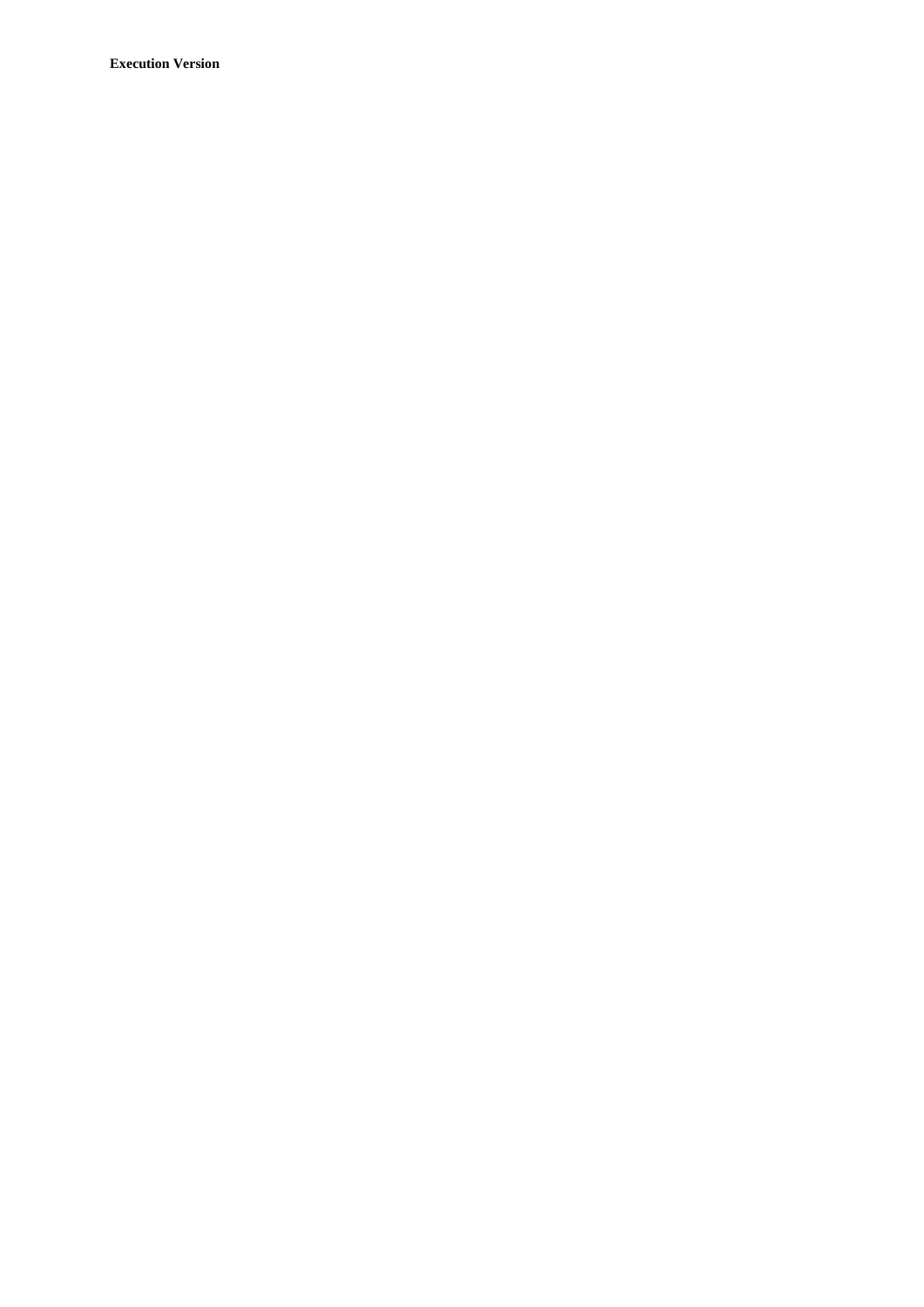**Execution Version**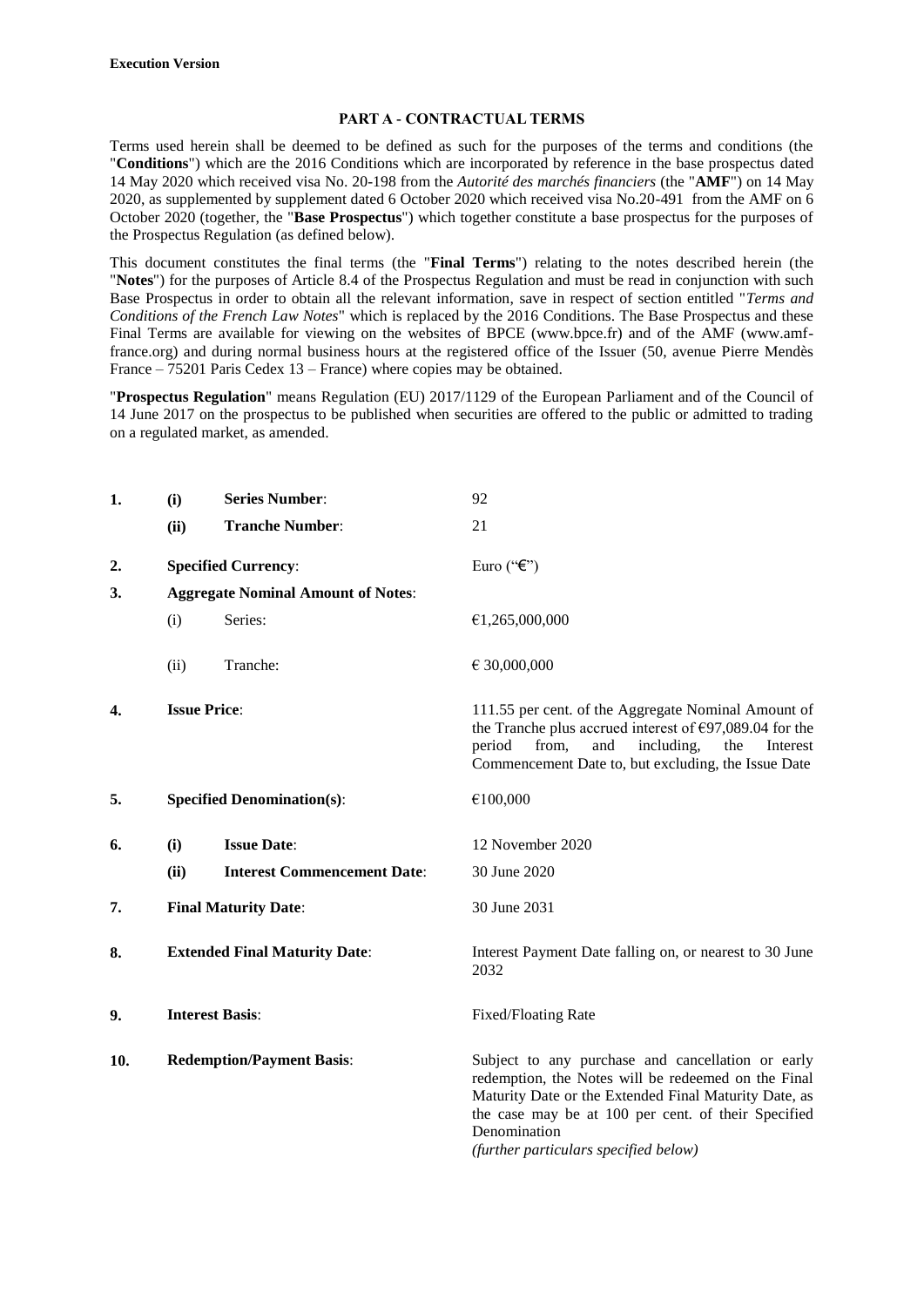**Execution Version**

## PART A - CONTRACTUAL TERMS

Terms used herein shall be deemed to be defined as such for the purposes of the terms and conditions (the "**Conditions**") which are the 2016 Conditions which are incorporated by reference in the base prospectus dated 14 May 2020 which received visa No. 20-198 from the *Autorité des marchés financiers* (the "**AMF**") on 14 May 2020, as supplemented by supplement dated 6 October 2020 which received visa No.20-491 from the AMF on 6 October 2020 (together, the "**Base Prospectus**") which together constitute a base prospectus for the purposes of the Prospectus Regulation (as defined below).

This document constitutes the final terms (the "**Final Terms**") relating to the notes described herein (the "**Notes**") for the purposes of Article 8.4 of the Prospectus Regulation and must be read in conjunction with such Base Prospectus in order to obtain all the relevant information, save in respect of section entitled "*Terms and Conditions of the French Law Notes*" which is replaced by the 2016 Conditions. The Base Prospectus and these Final Terms are available for viewing on the websites of BPCE (www.bpce.fr) and of the AMF (www.amf-france.org) and during normal business hours at the registered office of the Issuer (50, avenue Pierre Mendès France – 75201 Paris Cedex 13 – France) where copies may be obtained.

"**Prospectus Regulation**" means Regulation (EU) 2017/1129 of the European Parliament and of the Council of 14 June 2017 on the prospectus to be published when securities are offered to the public or admitted to trading on a regulated market, as amended.

| | | | |
|---|---|---|---|
| **1.** | **(i)** | **Series Number**: | 92 |
| | **(ii)** | **Tranche Number**: | 21 |
| **2.** | | **Specified Currency**: | Euro ("€") |
| **3.** | | **Aggregate Nominal Amount of Notes**: | |
| | (i) | Series: | €1,265,000,000 |
| | (ii) | Tranche: | € 30,000,000 |
| **4.** | | **Issue Price**: | 111.55 per cent. of the Aggregate Nominal Amount of the Tranche plus accrued interest of €97,089.04 for the period from, and including, the Interest Commencement Date to, but excluding, the Issue Date |
| **5.** | | **Specified Denomination(s)**: | €100,000 |
| **6.** | **(i)** | **Issue Date**: | 12 November 2020 |
| | **(ii)** | **Interest Commencement Date**: | 30 June 2020 |
| **7.** | | **Final Maturity Date**: | 30 June 2031 |
| **8.** | | **Extended Final Maturity Date**: | Interest Payment Date falling on, or nearest to 30 June 2032 |
| **9.** | | **Interest Basis**: | Fixed/Floating Rate |
| **10.** | | **Redemption/Payment Basis**: | Subject to any purchase and cancellation or early redemption, the Notes will be redeemed on the Final Maturity Date or the Extended Final Maturity Date, as the case may be at 100 per cent. of their Specified Denomination<br>*(further particulars specified below)* |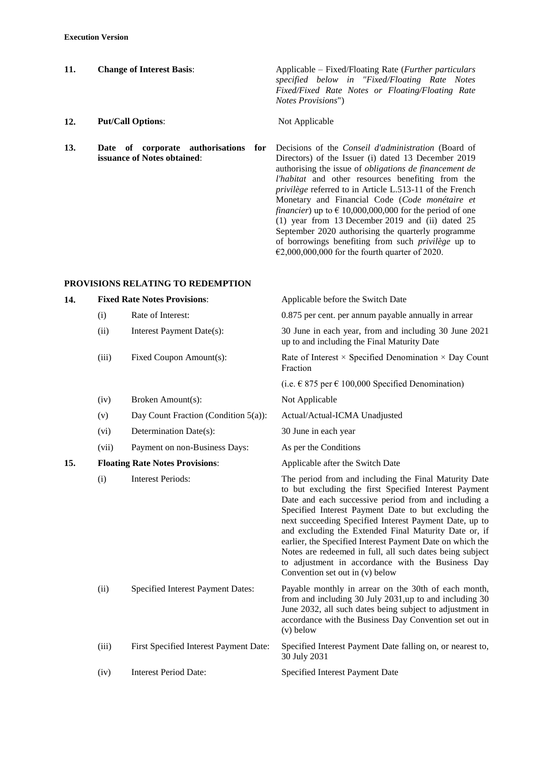**Execution Version**

| | | | |
|---|---|---|---|
| **11.** | **Change of Interest Basis**: | | Applicable – Fixed/Floating Rate (*Further particulars specified below in "Fixed/Floating Rate Notes Fixed/Fixed Rate Notes or Floating/Floating Rate Notes Provisions*") |
| **12.** | **Put/Call Options**: | | Not Applicable |
| **13.** | **Date of corporate authorisations for issuance of Notes obtained**: | | Decisions of the *Conseil d'administration* (Board of Directors) of the Issuer (i) dated 13 December 2019 authorising the issue of *obligations de financement de l'habitat* and other resources benefiting from the *privilège* referred to in Article L.513-11 of the French Monetary and Financial Code (*Code monétaire et financier*) up to € 10,000,000,000 for the period of one (1) year from 13 December 2019 and (ii) dated 25 September 2020 authorising the quarterly programme of borrowings benefiting from such *privilège* up to €2,000,000,000 for the fourth quarter of 2020. |

## PROVISIONS RELATING TO REDEMPTION

| | | | |
|---|---|---|---|
| **14.** | **Fixed Rate Notes Provisions**: | | Applicable before the Switch Date |
| | (i) | Rate of Interest: | 0.875 per cent. per annum payable annually in arrear |
| | (ii) | Interest Payment Date(s): | 30 June in each year, from and including 30 June 2021 up to and including the Final Maturity Date |
| | (iii) | Fixed Coupon Amount(s): | Rate of Interest × Specified Denomination × Day Count Fraction<br><br>(i.e. € 875 per € 100,000 Specified Denomination) |
| | (iv) | Broken Amount(s): | Not Applicable |
| | (v) | Day Count Fraction (Condition 5(a)): | Actual/Actual-ICMA Unadjusted |
| | (vi) | Determination Date(s): | 30 June in each year |
| | (vii) | Payment on non-Business Days: | As per the Conditions |
| **15.** | **Floating Rate Notes Provisions**: | | Applicable after the Switch Date |
| | (i) | Interest Periods: | The period from and including the Final Maturity Date to but excluding the first Specified Interest Payment Date and each successive period from and including a Specified Interest Payment Date to but excluding the next succeeding Specified Interest Payment Date, up to and excluding the Extended Final Maturity Date or, if earlier, the Specified Interest Payment Date on which the Notes are redeemed in full, all such dates being subject to adjustment in accordance with the Business Day Convention set out in (v) below |
| | (ii) | Specified Interest Payment Dates: | Payable monthly in arrear on the 30th of each month, from and including 30 July 2031,up to and including 30 June 2032, all such dates being subject to adjustment in accordance with the Business Day Convention set out in (v) below |
| | (iii) | First Specified Interest Payment Date: | Specified Interest Payment Date falling on, or nearest to, 30 July 2031 |
| | (iv) | Interest Period Date: | Specified Interest Payment Date |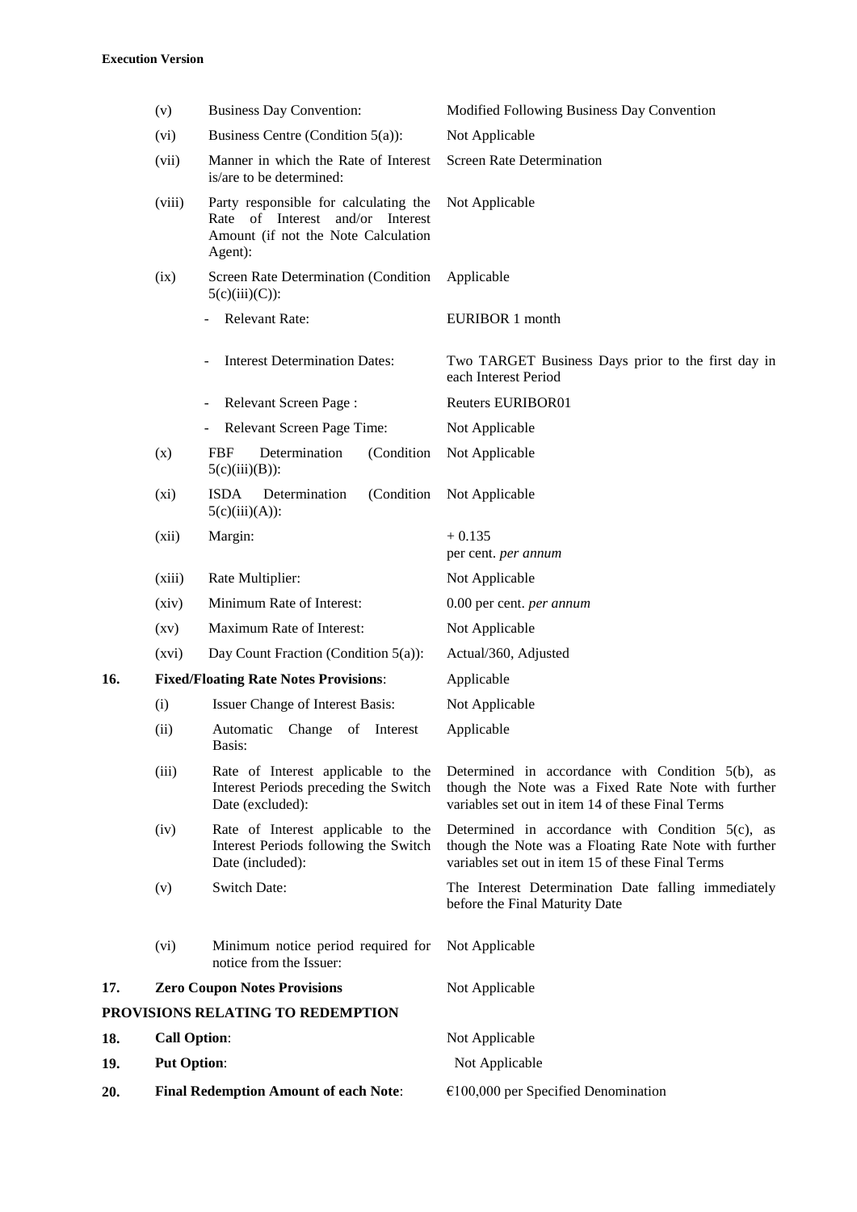| | | | |
|---|---|---|---|
| | (v) | Business Day Convention: | Modified Following Business Day Convention |
| | (vi) | Business Centre (Condition 5(a)): | Not Applicable |
| | (vii) | Manner in which the Rate of Interest is/are to be determined: | Screen Rate Determination |
| | (viii) | Party responsible for calculating the Rate of Interest and/or Interest Amount (if not the Note Calculation Agent): | Not Applicable |
| | (ix) | Screen Rate Determination (Condition 5(c)(iii)(C)): | Applicable |
| | | - Relevant Rate: | EURIBOR 1 month |
| | | - Interest Determination Dates: | Two TARGET Business Days prior to the first day in each Interest Period |
| | | - Relevant Screen Page : | Reuters EURIBOR01 |
| | | - Relevant Screen Page Time: | Not Applicable |
| | (x) | FBF Determination (Condition 5(c)(iii)(B)): | Not Applicable |
| | (xi) | ISDA Determination (Condition 5(c)(iii)(A)): | Not Applicable |
| | (xii) | Margin: | + 0.135 per cent. *per annum* |
| | (xiii) | Rate Multiplier: | Not Applicable |
| | (xiv) | Minimum Rate of Interest: | 0.00 per cent. *per annum* |
| | (xv) | Maximum Rate of Interest: | Not Applicable |
| | (xvi) | Day Count Fraction (Condition 5(a)): | Actual/360, Adjusted |
| **16.** | **Fixed/Floating Rate Notes Provisions**: | | Applicable |
| | (i) | Issuer Change of Interest Basis: | Not Applicable |
| | (ii) | Automatic Change of Interest Basis: | Applicable |
| | (iii) | Rate of Interest applicable to the Interest Periods preceding the Switch Date (excluded): | Determined in accordance with Condition 5(b), as though the Note was a Fixed Rate Note with further variables set out in item 14 of these Final Terms |
| | (iv) | Rate of Interest applicable to the Interest Periods following the Switch Date (included): | Determined in accordance with Condition 5(c), as though the Note was a Floating Rate Note with further variables set out in item 15 of these Final Terms |
| | (v) | Switch Date: | The Interest Determination Date falling immediately before the Final Maturity Date |
| | (vi) | Minimum notice period required for notice from the Issuer: | Not Applicable |
| **17.** | **Zero Coupon Notes Provisions** | | Not Applicable |

**PROVISIONS RELATING TO REDEMPTION**

| | | |
|---|---|---|
| **18.** | **Call Option**: | Not Applicable |
| **19.** | **Put Option**: | Not Applicable |
| **20.** | **Final Redemption Amount of each Note**: | €100,000 per Specified Denomination |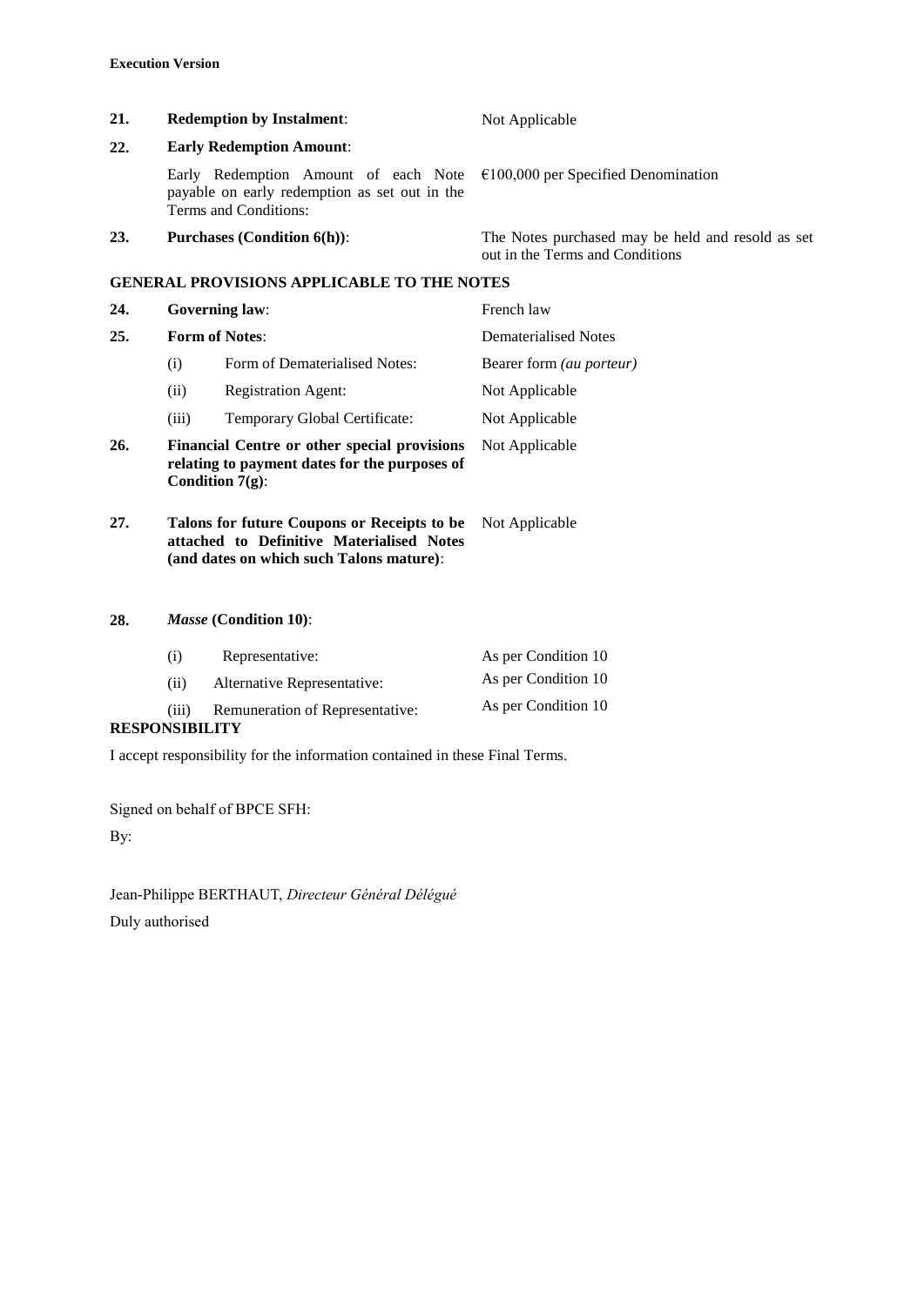| | | |
|---|---|---|
| **21.** | **Redemption by Instalment**: | Not Applicable |
| **22.** | **Early Redemption Amount**: | |
| | Early Redemption Amount of each Note payable on early redemption as set out in the Terms and Conditions: | €100,000 per Specified Denomination |
| **23.** | **Purchases (Condition 6(h))**: | The Notes purchased may be held and resold as set out in the Terms and Conditions |

**GENERAL PROVISIONS APPLICABLE TO THE NOTES**

| | | |
|---|---|---|
| **24.** | **Governing law**: | French law |
| **25.** | **Form of Notes**: | Dematerialised Notes |
| | (i) Form of Dematerialised Notes: | Bearer form *(au porteur)* |
| | (ii) Registration Agent: | Not Applicable |
| | (iii) Temporary Global Certificate: | Not Applicable |
| **26.** | **Financial Centre or other special provisions relating to payment dates for the purposes of Condition 7(g)**: | Not Applicable |
| **27.** | **Talons for future Coupons or Receipts to be attached to Definitive Materialised Notes (and dates on which such Talons mature)**: | Not Applicable |
| **28.** | ***Masse* (Condition 10)**: | |
| | (i) Representative: | As per Condition 10 |
| | (ii) Alternative Representative: | As per Condition 10 |
| | (iii) Remuneration of Representative: | As per Condition 10 |

**RESPONSIBILITY**

I accept responsibility for the information contained in these Final Terms.

Signed on behalf of BPCE SFH:

By:

Jean-Philippe BERTHAUT, *Directeur Général Délégué*

Duly authorised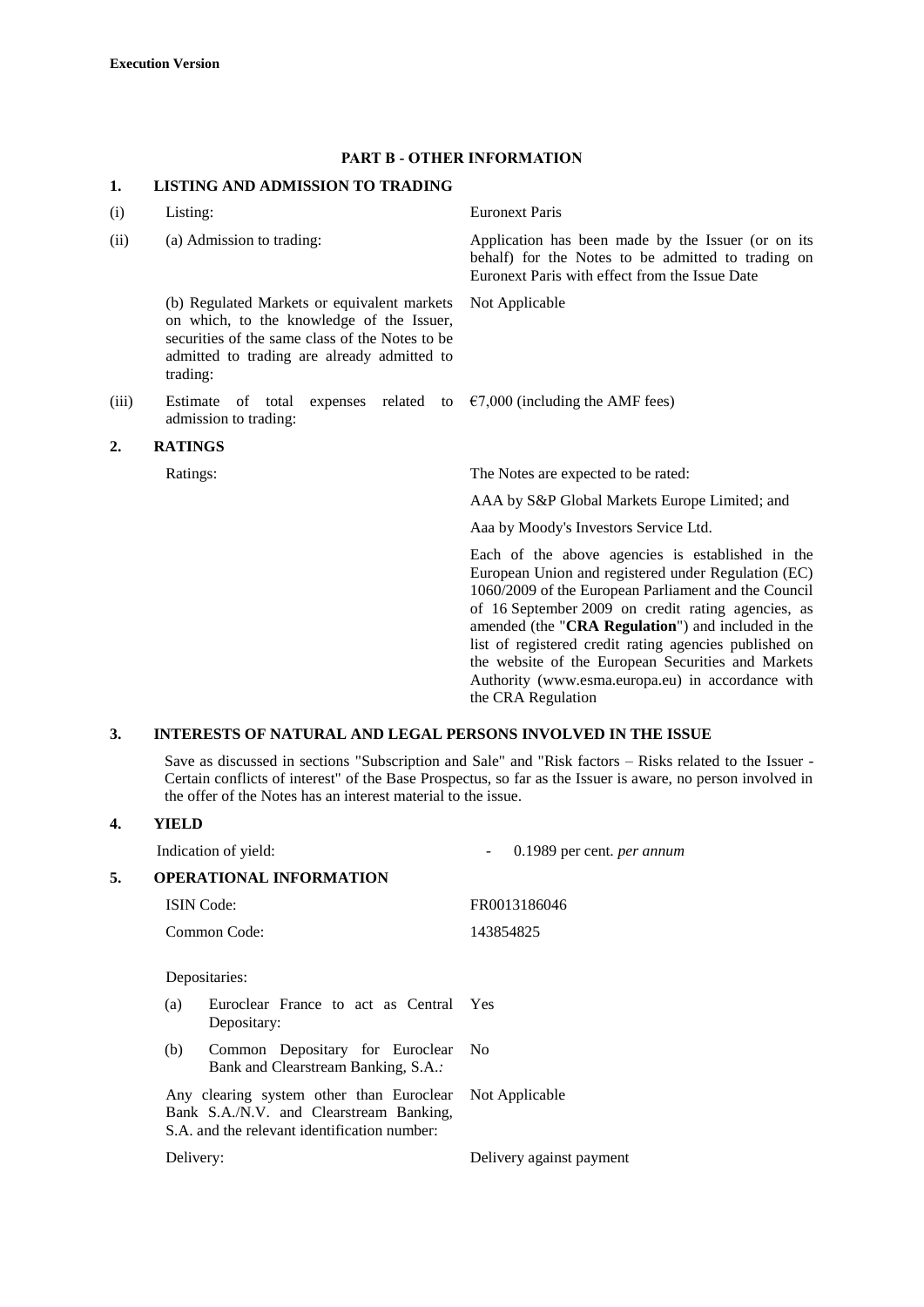**Execution Version**

## PART B - OTHER INFORMATION

### 1. LISTING AND ADMISSION TO TRADING

| | | |
|---|---|---|
| (i) | Listing: | Euronext Paris |
| (ii) | (a) Admission to trading: | Application has been made by the Issuer (or on its behalf) for the Notes to be admitted to trading on Euronext Paris with effect from the Issue Date |
| | (b) Regulated Markets or equivalent markets on which, to the knowledge of the Issuer, securities of the same class of the Notes to be admitted to trading are already admitted to trading: | Not Applicable |
| (iii) | Estimate of total expenses related to admission to trading: | €7,000 (including the AMF fees) |

### 2. RATINGS

| | |
|---|---|
| Ratings: | The Notes are expected to be rated: |
| | AAA by S&P Global Markets Europe Limited; and |
| | Aaa by Moody's Investors Service Ltd. |
| | Each of the above agencies is established in the European Union and registered under Regulation (EC) 1060/2009 of the European Parliament and the Council of 16 September 2009 on credit rating agencies, as amended (the "**CRA Regulation**") and included in the list of registered credit rating agencies published on the website of the European Securities and Markets Authority (www.esma.europa.eu) in accordance with the CRA Regulation |

### 3. INTERESTS OF NATURAL AND LEGAL PERSONS INVOLVED IN THE ISSUE

Save as discussed in sections "Subscription and Sale" and "Risk factors – Risks related to the Issuer - Certain conflicts of interest" of the Base Prospectus, so far as the Issuer is aware, no person involved in the offer of the Notes has an interest material to the issue.

### 4. YIELD

| | |
|---|---|
| Indication of yield: | - 0.1989 per cent. *per annum* |

### 5. OPERATIONAL INFORMATION

| | |
|---|---|
| ISIN Code: | FR0013186046 |
| Common Code: | 143854825 |

Depositaries:

| | | |
|---|---|---|
| (a) | Euroclear France to act as Central Depositary: | Yes |
| (b) | Common Depositary for Euroclear Bank and Clearstream Banking, S.A.*:* | No |

| | |
|---|---|
| Any clearing system other than Euroclear Bank S.A./N.V. and Clearstream Banking, S.A. and the relevant identification number: | Not Applicable |
| Delivery: | Delivery against payment |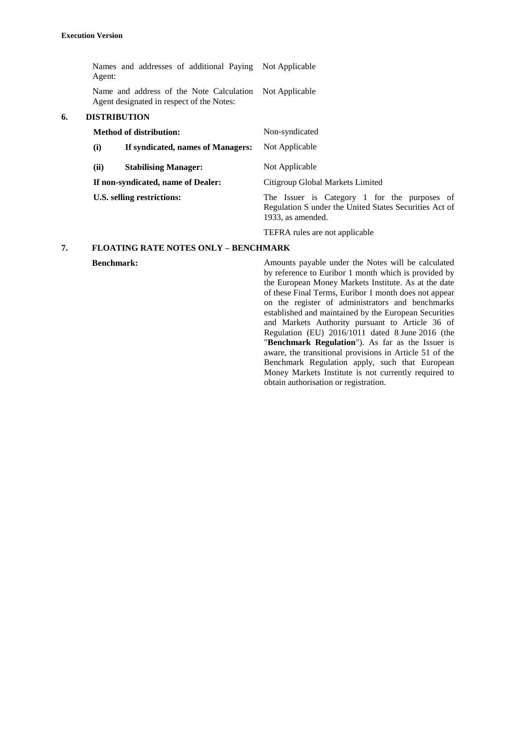| | |
|---|---|
| Names and addresses of additional Paying Agent: | Not Applicable |
| Name and address of the Note Calculation Agent designated in respect of the Notes: | Not Applicable |

## 6. DISTRIBUTION

| | |
|---|---|
| **Method of distribution:** | Non-syndicated |
| **(i) If syndicated, names of Managers:** | Not Applicable |
| **(ii) Stabilising Manager:** | Not Applicable |
| **If non-syndicated, name of Dealer:** | Citigroup Global Markets Limited |
| **U.S. selling restrictions:** | The Issuer is Category 1 for the purposes of Regulation S under the United States Securities Act of 1933, as amended.<br><br>TEFRA rules are not applicable |

## 7. FLOATING RATE NOTES ONLY – BENCHMARK

| | |
|---|---|
| **Benchmark:** | Amounts payable under the Notes will be calculated by reference to Euribor 1 month which is provided by the European Money Markets Institute. As at the date of these Final Terms, Euribor 1 month does not appear on the register of administrators and benchmarks established and maintained by the European Securities and Markets Authority pursuant to Article 36 of Regulation (EU) 2016/1011 dated 8 June 2016 (the "**Benchmark Regulation**"). As far as the Issuer is aware, the transitional provisions in Article 51 of the Benchmark Regulation apply, such that European Money Markets Institute is not currently required to obtain authorisation or registration. |